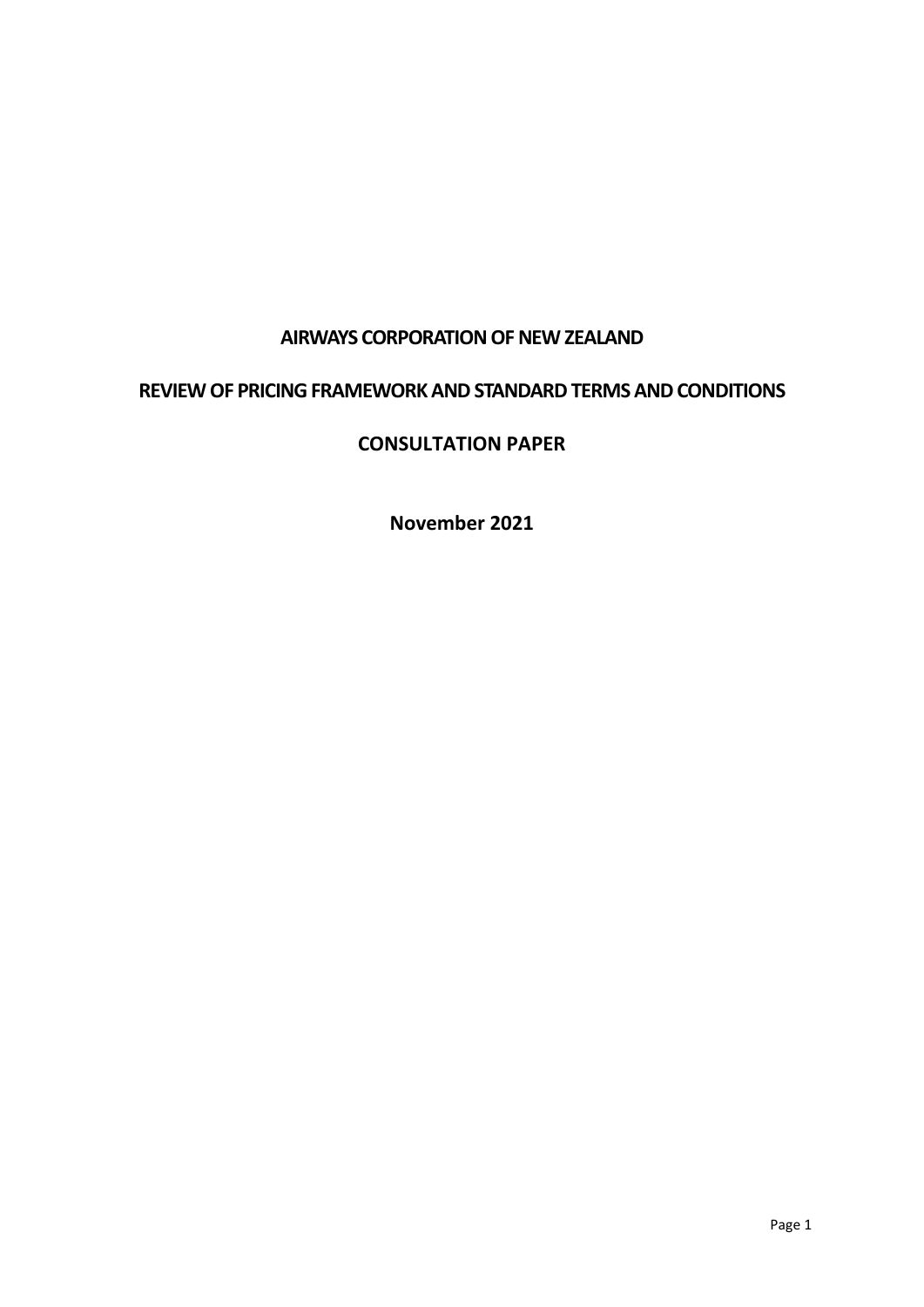# AIRWAYS CORPORATION OF NEW ZEALAND

## REVIEW OF PRICING FRAMEWORK AND STANDARD TERMS AND CONDITIONS

## CONSULTATION PAPER

**November 2021**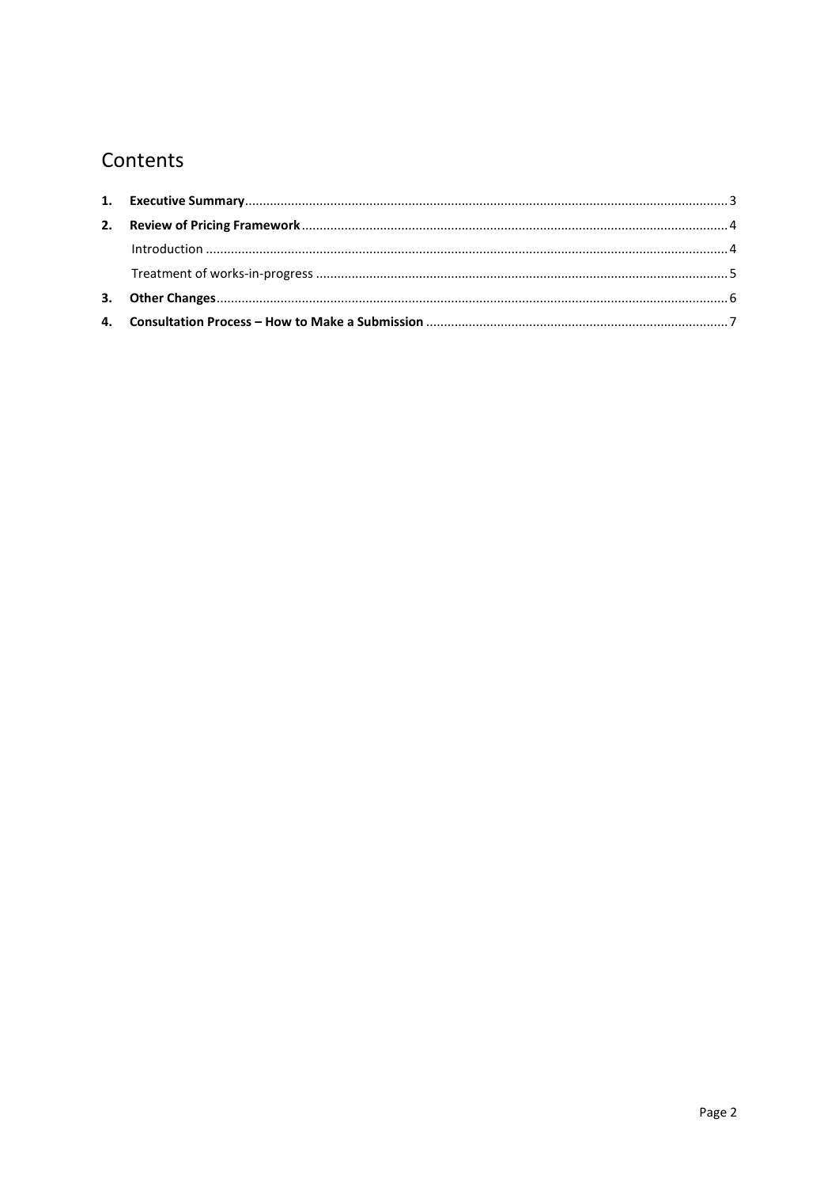# Contents

1. **Executive Summary** ........ 3
2. **Review of Pricing Framework** ........ 4
   - Introduction ........ 4
   - Treatment of works-in-progress ........ 5
3. **Other Changes** ........ 6
4. **Consultation Process – How to Make a Submission** ........ 7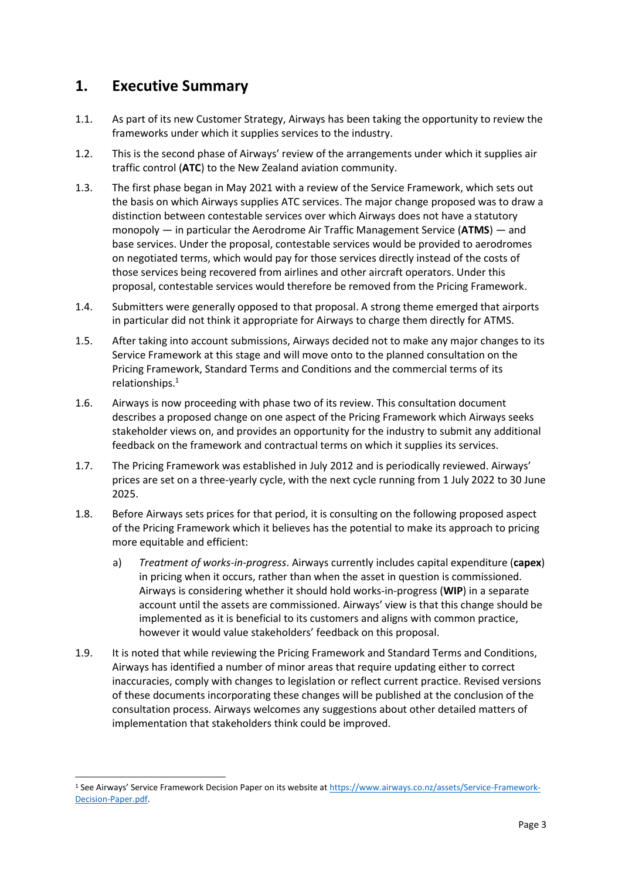## 1. Executive Summary

1.1. As part of its new Customer Strategy, Airways has been taking the opportunity to review the frameworks under which it supplies services to the industry.

1.2. This is the second phase of Airways' review of the arrangements under which it supplies air traffic control (**ATC**) to the New Zealand aviation community.

1.3. The first phase began in May 2021 with a review of the Service Framework, which sets out the basis on which Airways supplies ATC services. The major change proposed was to draw a distinction between contestable services over which Airways does not have a statutory monopoly — in particular the Aerodrome Air Traffic Management Service (**ATMS**) — and base services. Under the proposal, contestable services would be provided to aerodromes on negotiated terms, which would pay for those services directly instead of the costs of those services being recovered from airlines and other aircraft operators. Under this proposal, contestable services would therefore be removed from the Pricing Framework.

1.4. Submitters were generally opposed to that proposal. A strong theme emerged that airports in particular did not think it appropriate for Airways to charge them directly for ATMS.

1.5. After taking into account submissions, Airways decided not to make any major changes to its Service Framework at this stage and will move onto to the planned consultation on the Pricing Framework, Standard Terms and Conditions and the commercial terms of its relationships.[1]

1.6. Airways is now proceeding with phase two of its review. This consultation document describes a proposed change on one aspect of the Pricing Framework which Airways seeks stakeholder views on, and provides an opportunity for the industry to submit any additional feedback on the framework and contractual terms on which it supplies its services.

1.7. The Pricing Framework was established in July 2012 and is periodically reviewed. Airways' prices are set on a three-yearly cycle, with the next cycle running from 1 July 2022 to 30 June 2025.

1.8. Before Airways sets prices for that period, it is consulting on the following proposed aspect of the Pricing Framework which it believes has the potential to make its approach to pricing more equitable and efficient:

a) *Treatment of works-in-progress*. Airways currently includes capital expenditure (**capex**) in pricing when it occurs, rather than when the asset in question is commissioned. Airways is considering whether it should hold works-in-progress (**WIP**) in a separate account until the assets are commissioned. Airways' view is that this change should be implemented as it is beneficial to its customers and aligns with common practice, however it would value stakeholders' feedback on this proposal.

1.9. It is noted that while reviewing the Pricing Framework and Standard Terms and Conditions, Airways has identified a number of minor areas that require updating either to correct inaccuracies, comply with changes to legislation or reflect current practice. Revised versions of these documents incorporating these changes will be published at the conclusion of the consultation process. Airways welcomes any suggestions about other detailed matters of implementation that stakeholders think could be improved.

---

[1] See Airways' Service Framework Decision Paper on its website at https://www.airways.co.nz/assets/Service-Framework-Decision-Paper.pdf.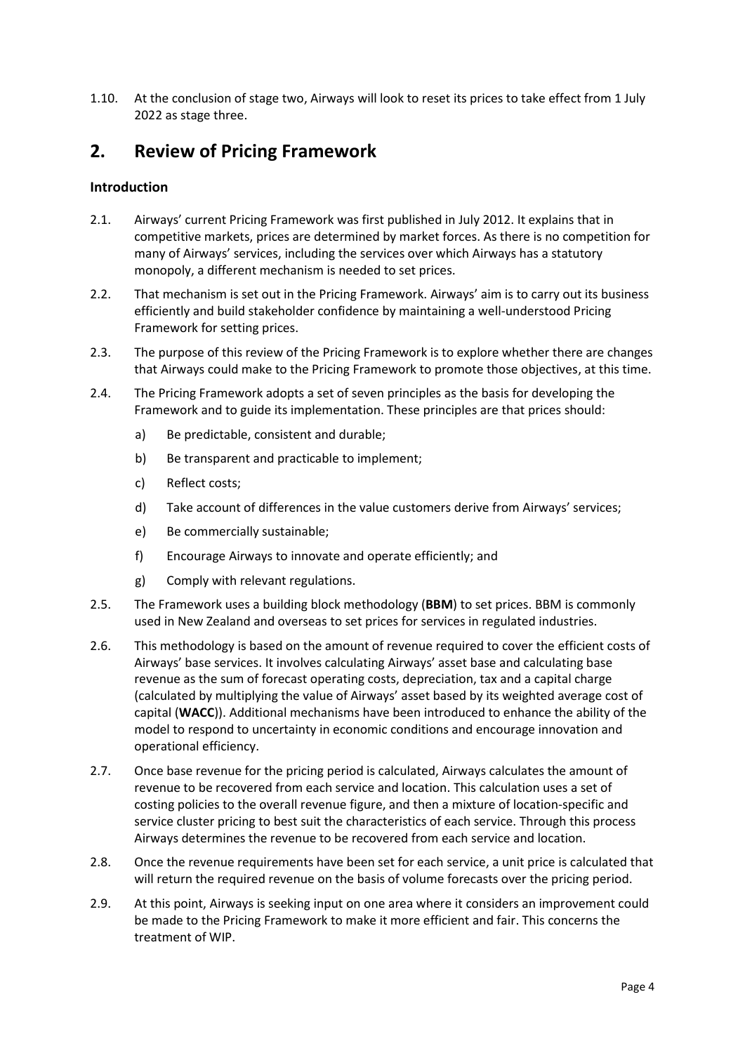1.10. At the conclusion of stage two, Airways will look to reset its prices to take effect from 1 July 2022 as stage three.

## 2. Review of Pricing Framework

### Introduction

2.1. Airways' current Pricing Framework was first published in July 2012. It explains that in competitive markets, prices are determined by market forces. As there is no competition for many of Airways' services, including the services over which Airways has a statutory monopoly, a different mechanism is needed to set prices.

2.2. That mechanism is set out in the Pricing Framework. Airways' aim is to carry out its business efficiently and build stakeholder confidence by maintaining a well-understood Pricing Framework for setting prices.

2.3. The purpose of this review of the Pricing Framework is to explore whether there are changes that Airways could make to the Pricing Framework to promote those objectives, at this time.

2.4. The Pricing Framework adopts a set of seven principles as the basis for developing the Framework and to guide its implementation. These principles are that prices should:

a) Be predictable, consistent and durable;

b) Be transparent and practicable to implement;

c) Reflect costs;

d) Take account of differences in the value customers derive from Airways' services;

e) Be commercially sustainable;

f) Encourage Airways to innovate and operate efficiently; and

g) Comply with relevant regulations.

2.5. The Framework uses a building block methodology (**BBM**) to set prices. BBM is commonly used in New Zealand and overseas to set prices for services in regulated industries.

2.6. This methodology is based on the amount of revenue required to cover the efficient costs of Airways' base services. It involves calculating Airways' asset base and calculating base revenue as the sum of forecast operating costs, depreciation, tax and a capital charge (calculated by multiplying the value of Airways' asset based by its weighted average cost of capital (**WACC**)). Additional mechanisms have been introduced to enhance the ability of the model to respond to uncertainty in economic conditions and encourage innovation and operational efficiency.

2.7. Once base revenue for the pricing period is calculated, Airways calculates the amount of revenue to be recovered from each service and location. This calculation uses a set of costing policies to the overall revenue figure, and then a mixture of location-specific and service cluster pricing to best suit the characteristics of each service. Through this process Airways determines the revenue to be recovered from each service and location.

2.8. Once the revenue requirements have been set for each service, a unit price is calculated that will return the required revenue on the basis of volume forecasts over the pricing period.

2.9. At this point, Airways is seeking input on one area where it considers an improvement could be made to the Pricing Framework to make it more efficient and fair. This concerns the treatment of WIP.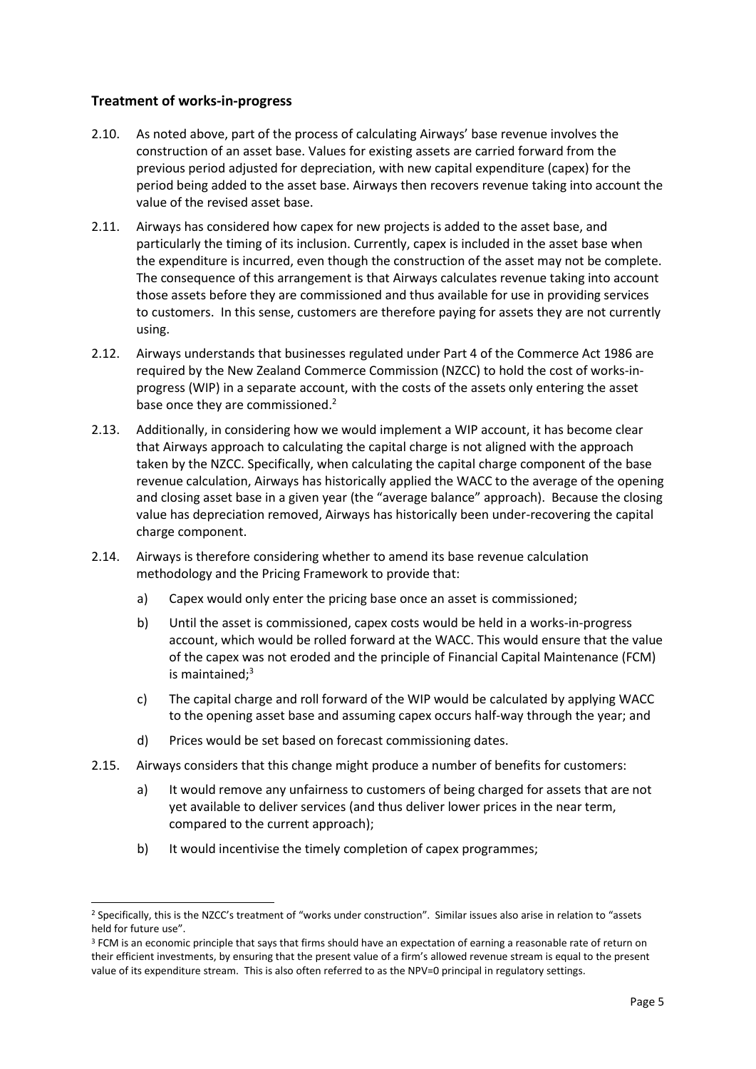### Treatment of works-in-progress

2.10. As noted above, part of the process of calculating Airways' base revenue involves the construction of an asset base. Values for existing assets are carried forward from the previous period adjusted for depreciation, with new capital expenditure (capex) for the period being added to the asset base. Airways then recovers revenue taking into account the value of the revised asset base.

2.11. Airways has considered how capex for new projects is added to the asset base, and particularly the timing of its inclusion. Currently, capex is included in the asset base when the expenditure is incurred, even though the construction of the asset may not be complete. The consequence of this arrangement is that Airways calculates revenue taking into account those assets before they are commissioned and thus available for use in providing services to customers. In this sense, customers are therefore paying for assets they are not currently using.

2.12. Airways understands that businesses regulated under Part 4 of the Commerce Act 1986 are required by the New Zealand Commerce Commission (NZCC) to hold the cost of works-in-progress (WIP) in a separate account, with the costs of the assets only entering the asset base once they are commissioned.[2]

2.13. Additionally, in considering how we would implement a WIP account, it has become clear that Airways approach to calculating the capital charge is not aligned with the approach taken by the NZCC. Specifically, when calculating the capital charge component of the base revenue calculation, Airways has historically applied the WACC to the average of the opening and closing asset base in a given year (the "average balance" approach). Because the closing value has depreciation removed, Airways has historically been under-recovering the capital charge component.

2.14. Airways is therefore considering whether to amend its base revenue calculation methodology and the Pricing Framework to provide that:

a) Capex would only enter the pricing base once an asset is commissioned;

b) Until the asset is commissioned, capex costs would be held in a works-in-progress account, which would be rolled forward at the WACC. This would ensure that the value of the capex was not eroded and the principle of Financial Capital Maintenance (FCM) is maintained;[3]

c) The capital charge and roll forward of the WIP would be calculated by applying WACC to the opening asset base and assuming capex occurs half-way through the year; and

d) Prices would be set based on forecast commissioning dates.

2.15. Airways considers that this change might produce a number of benefits for customers:

a) It would remove any unfairness to customers of being charged for assets that are not yet available to deliver services (and thus deliver lower prices in the near term, compared to the current approach);

b) It would incentivise the timely completion of capex programmes;

---

[2] Specifically, this is the NZCC's treatment of "works under construction". Similar issues also arise in relation to "assets held for future use".

[3] FCM is an economic principle that says that firms should have an expectation of earning a reasonable rate of return on their efficient investments, by ensuring that the present value of a firm's allowed revenue stream is equal to the present value of its expenditure stream. This is also often referred to as the NPV=0 principal in regulatory settings.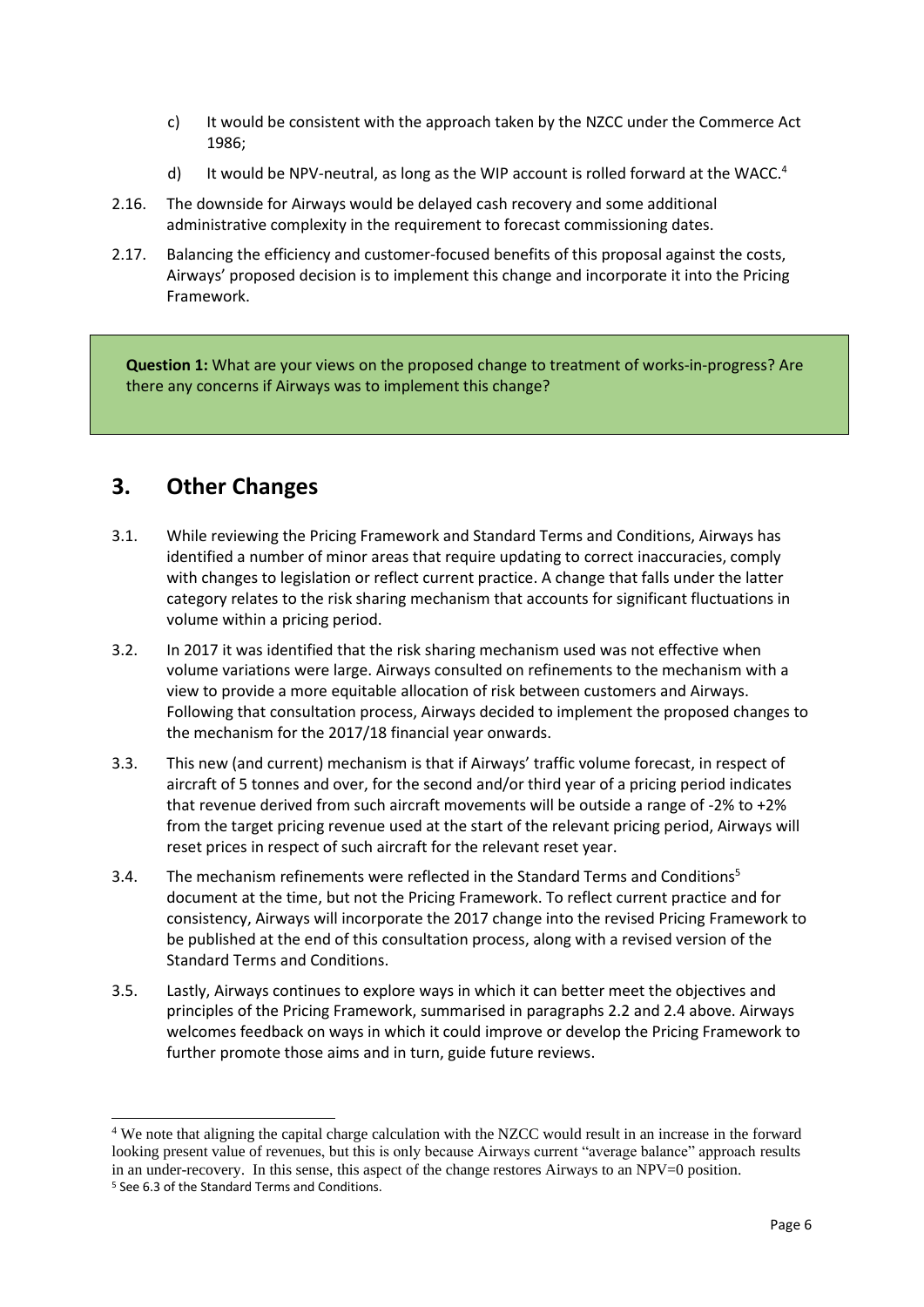c) It would be consistent with the approach taken by the NZCC under the Commerce Act 1986;

d) It would be NPV-neutral, as long as the WIP account is rolled forward at the WACC.[4]

2.16. The downside for Airways would be delayed cash recovery and some additional administrative complexity in the requirement to forecast commissioning dates.

2.17. Balancing the efficiency and customer-focused benefits of this proposal against the costs, Airways' proposed decision is to implement this change and incorporate it into the Pricing Framework.

> **Question 1:** What are your views on the proposed change to treatment of works-in-progress? Are there any concerns if Airways was to implement this change?

## 3. Other Changes

3.1. While reviewing the Pricing Framework and Standard Terms and Conditions, Airways has identified a number of minor areas that require updating to correct inaccuracies, comply with changes to legislation or reflect current practice. A change that falls under the latter category relates to the risk sharing mechanism that accounts for significant fluctuations in volume within a pricing period.

3.2. In 2017 it was identified that the risk sharing mechanism used was not effective when volume variations were large. Airways consulted on refinements to the mechanism with a view to provide a more equitable allocation of risk between customers and Airways. Following that consultation process, Airways decided to implement the proposed changes to the mechanism for the 2017/18 financial year onwards.

3.3. This new (and current) mechanism is that if Airways' traffic volume forecast, in respect of aircraft of 5 tonnes and over, for the second and/or third year of a pricing period indicates that revenue derived from such aircraft movements will be outside a range of -2% to +2% from the target pricing revenue used at the start of the relevant pricing period, Airways will reset prices in respect of such aircraft for the relevant reset year.

3.4. The mechanism refinements were reflected in the Standard Terms and Conditions[5] document at the time, but not the Pricing Framework. To reflect current practice and for consistency, Airways will incorporate the 2017 change into the revised Pricing Framework to be published at the end of this consultation process, along with a revised version of the Standard Terms and Conditions.

3.5. Lastly, Airways continues to explore ways in which it can better meet the objectives and principles of the Pricing Framework, summarised in paragraphs 2.2 and 2.4 above. Airways welcomes feedback on ways in which it could improve or develop the Pricing Framework to further promote those aims and in turn, guide future reviews.

---

[4] We note that aligning the capital charge calculation with the NZCC would result in an increase in the forward looking present value of revenues, but this is only because Airways current "average balance" approach results in an under-recovery. In this sense, this aspect of the change restores Airways to an NPV=0 position.

[5] See 6.3 of the Standard Terms and Conditions.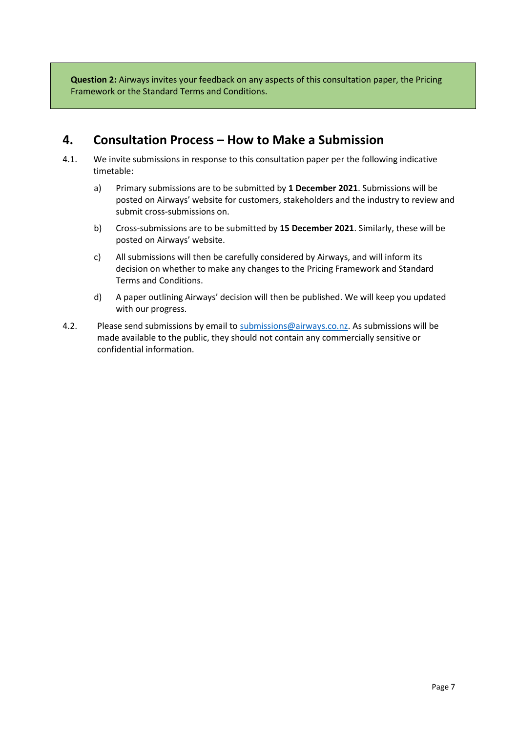**Question 2:** Airways invites your feedback on any aspects of this consultation paper, the Pricing Framework or the Standard Terms and Conditions.

## 4. Consultation Process – How to Make a Submission

4.1. We invite submissions in response to this consultation paper per the following indicative timetable:

a) Primary submissions are to be submitted by **1 December 2021**. Submissions will be posted on Airways' website for customers, stakeholders and the industry to review and submit cross-submissions on.

b) Cross-submissions are to be submitted by **15 December 2021**. Similarly, these will be posted on Airways' website.

c) All submissions will then be carefully considered by Airways, and will inform its decision on whether to make any changes to the Pricing Framework and Standard Terms and Conditions.

d) A paper outlining Airways' decision will then be published. We will keep you updated with our progress.

4.2. Please send submissions by email to submissions@airways.co.nz. As submissions will be made available to the public, they should not contain any commercially sensitive or confidential information.